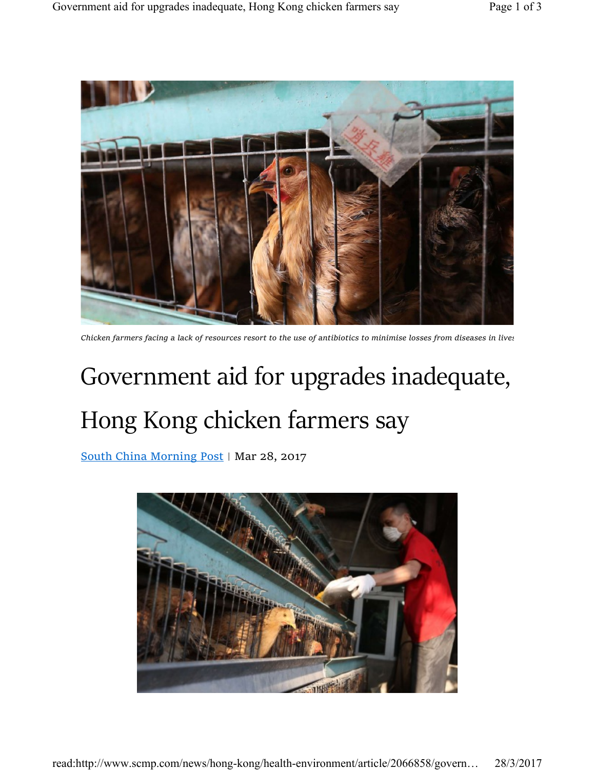*Chicken farmers facing a lack of resources resort to the use of antibiotics to minimise losses from diseases in lives*

# Government aid for upgrades inadequate, Hong Kong chicken farmers say

[South China Morning Post](#) | Mar 28, 2017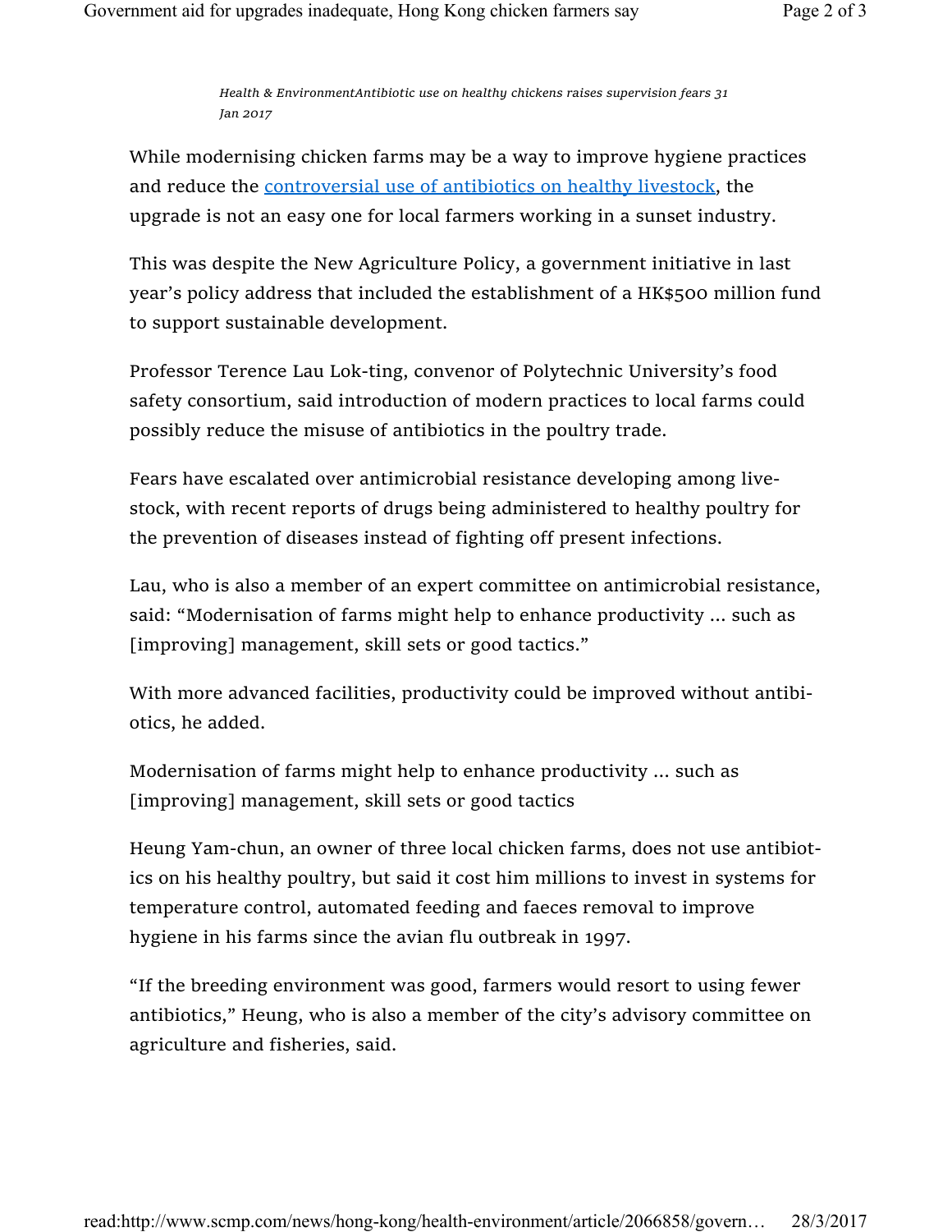*Health & EnvironmentAntibiotic use on healthy chickens raises supervision fears 31 Jan 2017*

While modernising chicken farms may be a way to improve hygiene practices and reduce the controversial use of antibiotics on healthy livestock, the upgrade is not an easy one for local farmers working in a sunset industry.

This was despite the New Agriculture Policy, a government initiative in last year's policy address that included the establishment of a HK$500 million fund to support sustainable development.

Professor Terence Lau Lok-ting, convenor of Polytechnic University's food safety consortium, said introduction of modern practices to local farms could possibly reduce the misuse of antibiotics in the poultry trade.

Fears have escalated over antimicrobial resistance developing among livestock, with recent reports of drugs being administered to healthy poultry for the prevention of diseases instead of fighting off present infections.

Lau, who is also a member of an expert committee on antimicrobial resistance, said: "Modernisation of farms might help to enhance productivity ... such as [improving] management, skill sets or good tactics."

With more advanced facilities, productivity could be improved without antibiotics, he added.

Modernisation of farms might help to enhance productivity ... such as [improving] management, skill sets or good tactics

Heung Yam-chun, an owner of three local chicken farms, does not use antibiotics on his healthy poultry, but said it cost him millions to invest in systems for temperature control, automated feeding and faeces removal to improve hygiene in his farms since the avian flu outbreak in 1997.

"If the breeding environment was good, farmers would resort to using fewer antibiotics," Heung, who is also a member of the city's advisory committee on agriculture and fisheries, said.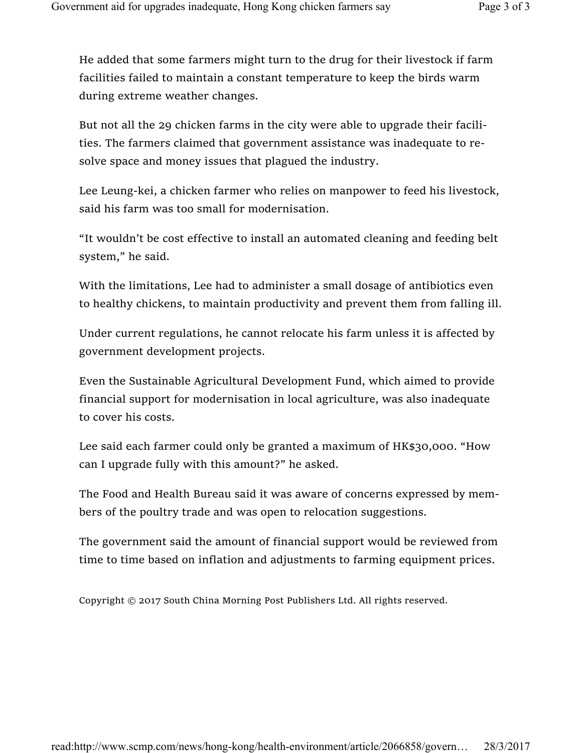He added that some farmers might turn to the drug for their livestock if farm facilities failed to maintain a constant temperature to keep the birds warm during extreme weather changes.

But not all the 29 chicken farms in the city were able to upgrade their facilities. The farmers claimed that government assistance was inadequate to resolve space and money issues that plagued the industry.

Lee Leung-kei, a chicken farmer who relies on manpower to feed his livestock, said his farm was too small for modernisation.

"It wouldn't be cost effective to install an automated cleaning and feeding belt system," he said.

With the limitations, Lee had to administer a small dosage of antibiotics even to healthy chickens, to maintain productivity and prevent them from falling ill.

Under current regulations, he cannot relocate his farm unless it is affected by government development projects.

Even the Sustainable Agricultural Development Fund, which aimed to provide financial support for modernisation in local agriculture, was also inadequate to cover his costs.

Lee said each farmer could only be granted a maximum of HK$30,000. "How can I upgrade fully with this amount?" he asked.

The Food and Health Bureau said it was aware of concerns expressed by members of the poultry trade and was open to relocation suggestions.

The government said the amount of financial support would be reviewed from time to time based on inflation and adjustments to farming equipment prices.

Copyright © 2017 South China Morning Post Publishers Ltd. All rights reserved.